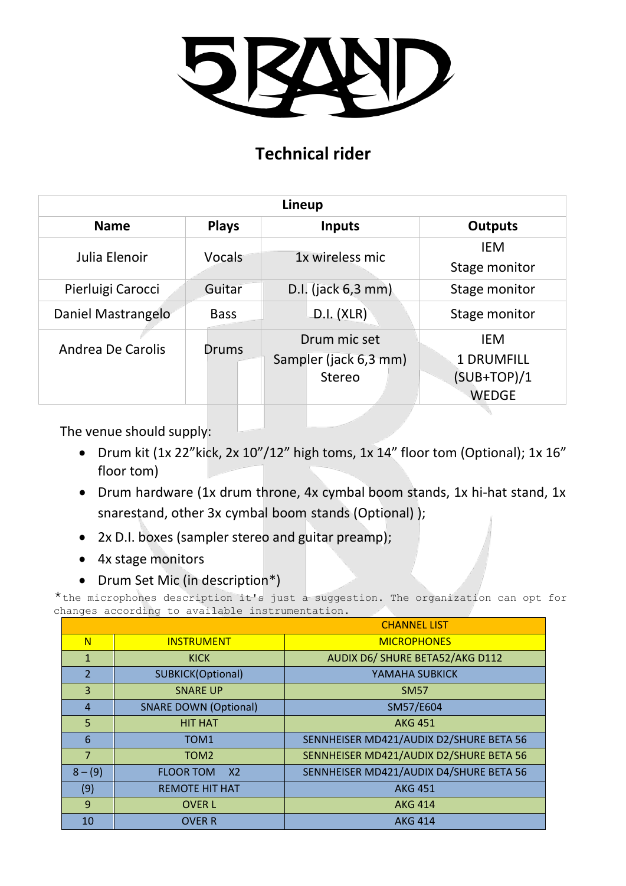# 5BAND

## Technical rider

| Lineup | | | |
|---|---|---|---|
| **Name** | **Plays** | **Inputs** | **Outputs** |
| Julia Elenoir | Vocals | 1x wireless mic | IEM<br>Stage monitor |
| Pierluigi Carocci | Guitar | D.I. (jack 6,3 mm) | Stage monitor |
| Daniel Mastrangelo | Bass | D.I. (XLR) | Stage monitor |
| Andrea De Carolis | Drums | Drum mic set<br>Sampler (jack 6,3 mm)<br>Stereo | IEM<br>1 DRUMFILL (SUB+TOP)/1 WEDGE |

The venue should supply:

- Drum kit (1x 22”kick, 2x 10”/12” high toms, 1x 14” floor tom (Optional); 1x 16” floor tom)
- Drum hardware (1x drum throne, 4x cymbal boom stands, 1x hi-hat stand, 1x snarestand, other 3x cymbal boom stands (Optional) );
- 2x D.I. boxes (sampler stereo and guitar preamp);
- 4x stage monitors
- Drum Set Mic (in description*)

*the microphones description it's just a suggestion. The organization can opt for changes according to available instrumentation.

| | | CHANNEL LIST |
|---|---|---|
| N | INSTRUMENT | MICROPHONES |
| 1 | KICK | AUDIX D6/ SHURE BETA52/AKG D112 |
| 2 | SUBKICK(Optional) | YAMAHA SUBKICK |
| 3 | SNARE UP | SM57 |
| 4 | SNARE DOWN (Optional) | SM57/E604 |
| 5 | HIT HAT | AKG 451 |
| 6 | TOM1 | SENNHEISER MD421/AUDIX D2/SHURE BETA 56 |
| 7 | TOM2 | SENNHEISER MD421/AUDIX D2/SHURE BETA 56 |
| 8 – (9) | FLOOR TOM X2 | SENNHEISER MD421/AUDIX D4/SHURE BETA 56 |
| (9) | REMOTE HIT HAT | AKG 451 |
| 9 | OVER L | AKG 414 |
| 10 | OVER R | AKG 414 |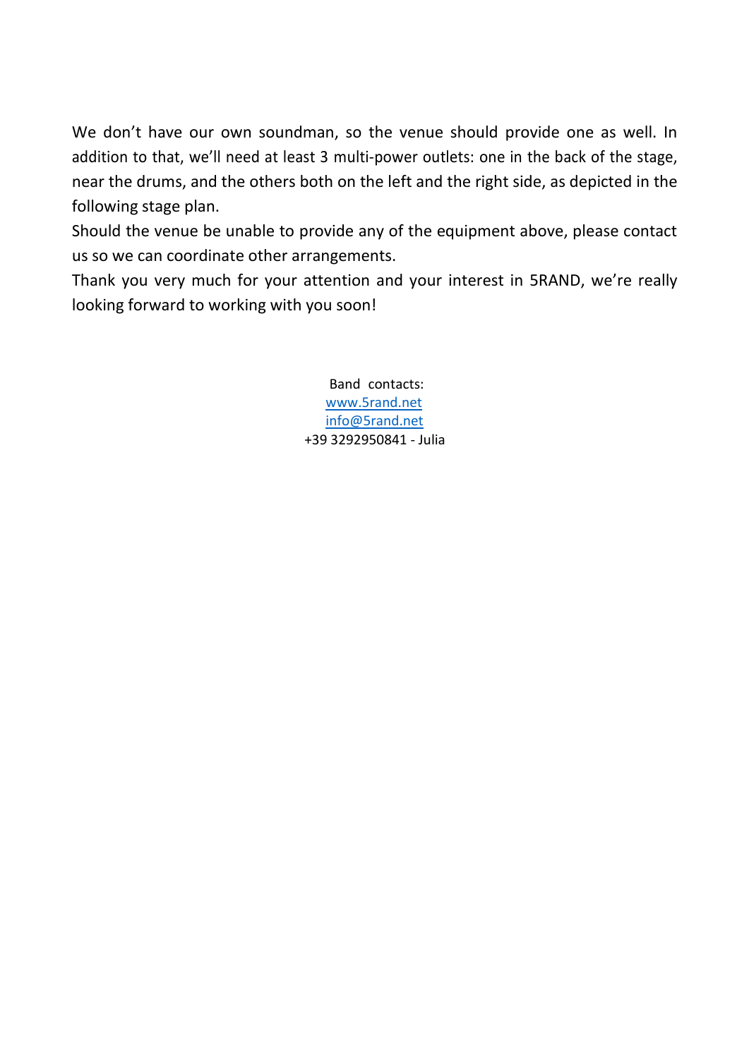We don't have our own soundman, so the venue should provide one as well. In addition to that, we'll need at least 3 multi-power outlets: one in the back of the stage, near the drums, and the others both on the left and the right side, as depicted in the following stage plan.

Should the venue be unable to provide any of the equipment above, please contact us so we can coordinate other arrangements.

Thank you very much for your attention and your interest in 5RAND, we're really looking forward to working with you soon!

Band contacts:  
[www.5rand.net](http://www.5rand.net)  
[info@5rand.net](mailto:info@5rand.net)  
+39 3292950841 - Julia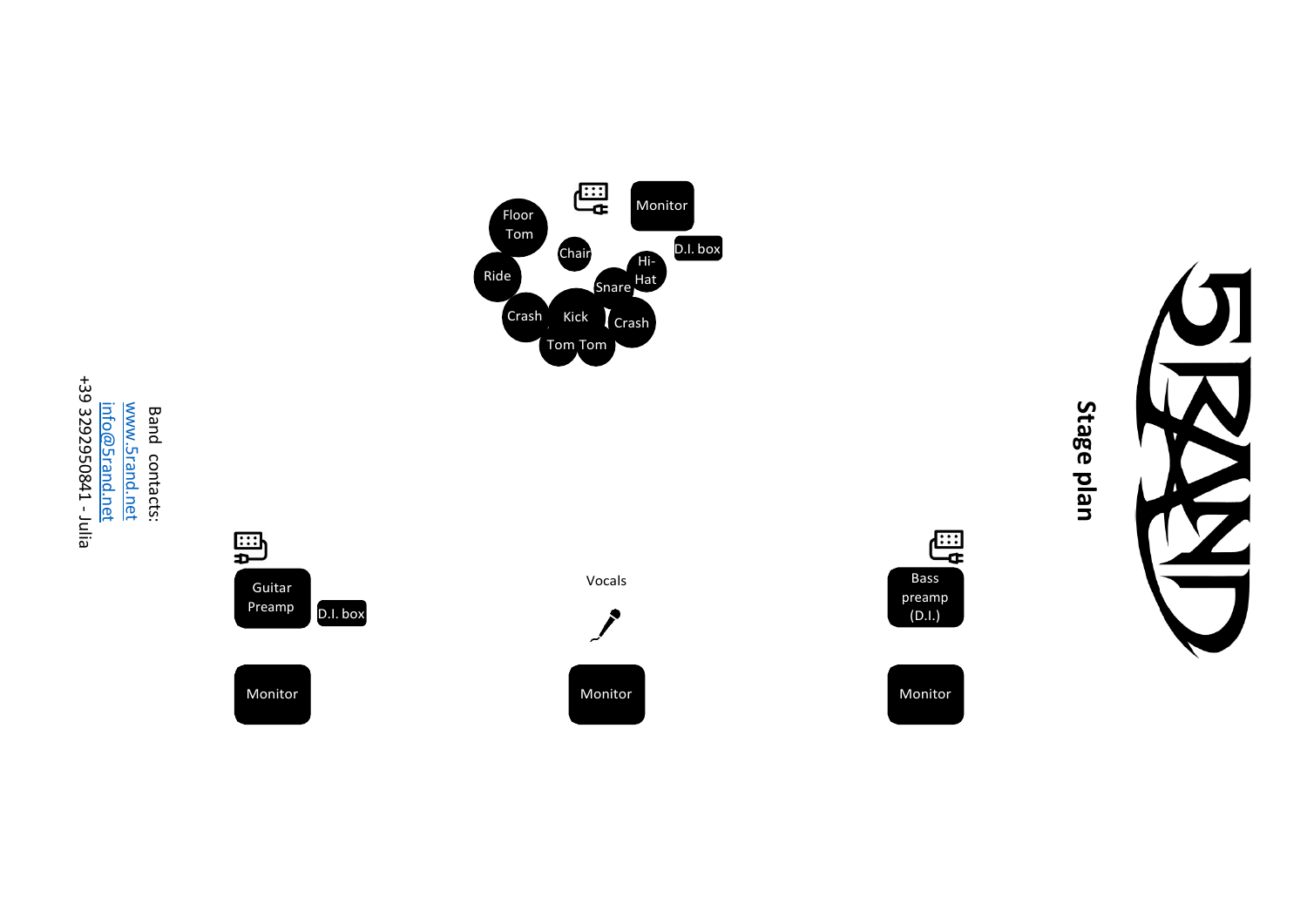# Stage plan

Band contacts:
www.5rand.net
info@5rand.net
+39 3292950841 - Julia

Floor Tom
Chair
Monitor
D.I. box
Ride
Hi-Hat
Snare
Crash
Kick
Crash
Tom Tom

Guitar Preamp
D.I. box
Monitor

Vocals
Monitor

Bass preamp (D.I.)
Monitor